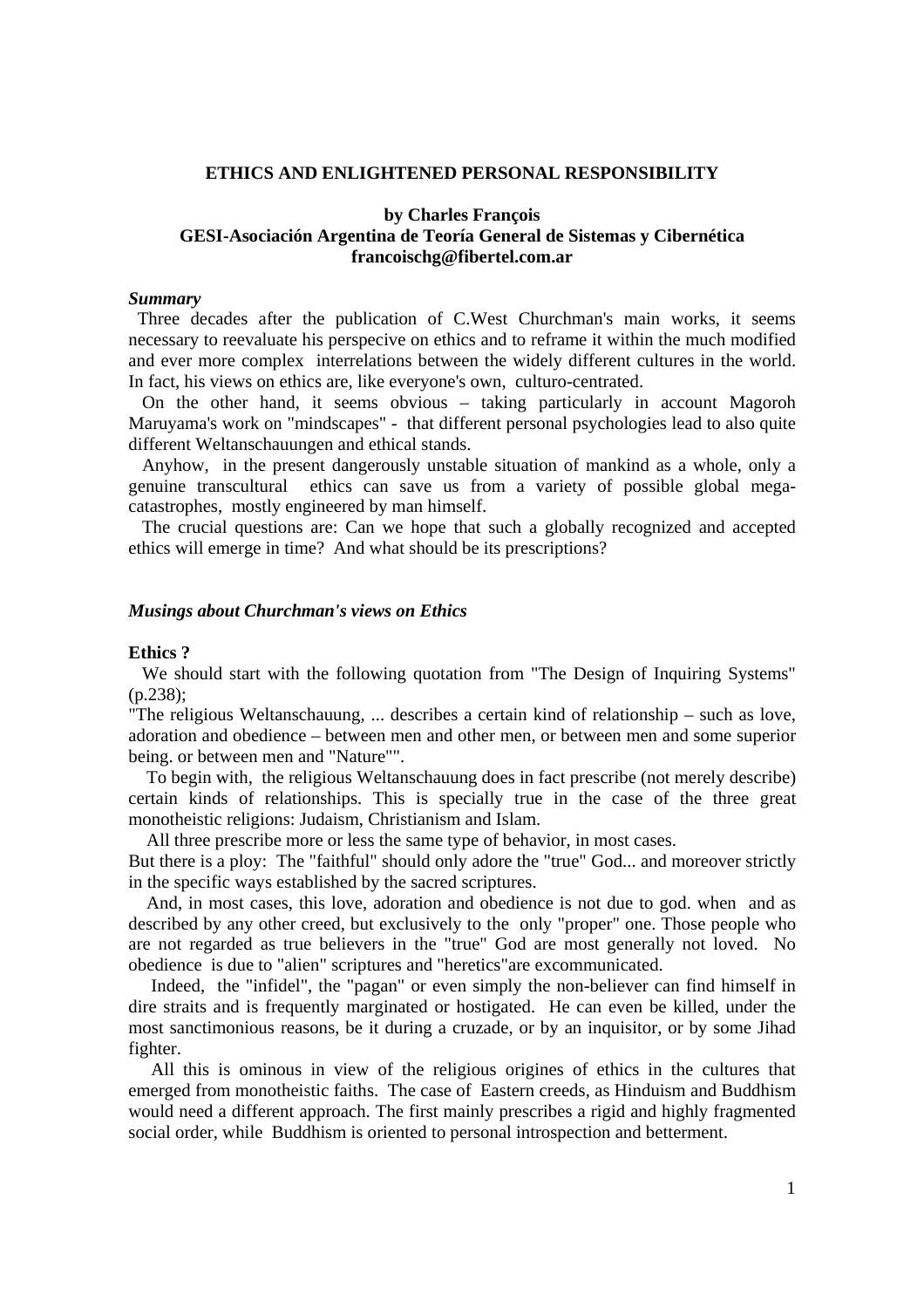**ETHICS AND ENLIGHTENED PERSONAL RESPONSIBILITY**

**by Charles François**
**GESI-Asociación Argentina de Teoría General de Sistemas y Cibernética**
**francoischg@fibertel.com.ar**

***Summary***

Three decades after the publication of C.West Churchman's main works, it seems necessary to reevaluate his perspecive on ethics and to reframe it within the much modified and ever more complex interrelations between the widely different cultures in the world. In fact, his views on ethics are, like everyone's own, culturo-centrated.

On the other hand, it seems obvious – taking particularly in account Magoroh Maruyama's work on "mindscapes" - that different personal psychologies lead to also quite different Weltanschauungen and ethical stands.

Anyhow, in the present dangerously unstable situation of mankind as a whole, only a genuine transcultural ethics can save us from a variety of possible global mega-catastrophes, mostly engineered by man himself.

The crucial questions are: Can we hope that such a globally recognized and accepted ethics will emerge in time? And what should be its prescriptions?

***Musings about Churchman's views on Ethics***

**Ethics ?**

We should start with the following quotation from "The Design of Inquiring Systems" (p.238);

"The religious Weltanschauung, ... describes a certain kind of relationship – such as love, adoration and obedience – between men and other men, or between men and some superior being. or between men and "Nature"".

To begin with, the religious Weltanschauung does in fact prescribe (not merely describe) certain kinds of relationships. This is specially true in the case of the three great monotheistic religions: Judaism, Christianism and Islam.

All three prescribe more or less the same type of behavior, in most cases.

But there is a ploy: The "faithful" should only adore the "true" God... and moreover strictly in the specific ways established by the sacred scriptures.

And, in most cases, this love, adoration and obedience is not due to god. when and as described by any other creed, but exclusively to the only "proper" one. Those people who are not regarded as true believers in the "true" God are most generally not loved. No obedience is due to "alien" scriptures and "heretics"are excommunicated.

Indeed, the "infidel", the "pagan" or even simply the non-believer can find himself in dire straits and is frequently marginated or hostigated. He can even be killed, under the most sanctimonious reasons, be it during a cruzade, or by an inquisitor, or by some Jihad fighter.

All this is ominous in view of the religious origines of ethics in the cultures that emerged from monotheistic faiths. The case of Eastern creeds, as Hinduism and Buddhism would need a different approach. The first mainly prescribes a rigid and highly fragmented social order, while Buddhism is oriented to personal introspection and betterment.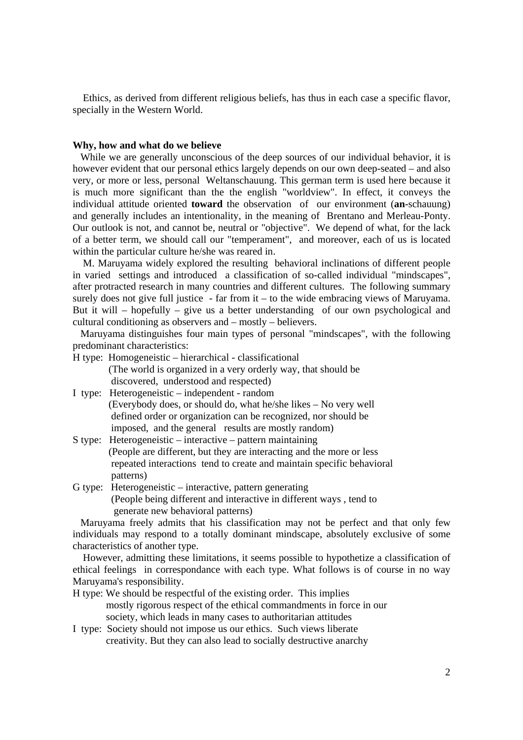Ethics, as derived from different religious beliefs, has thus in each case a specific flavor, specially in the Western World.

**Why, how and what do we believe**

While we are generally unconscious of the deep sources of our individual behavior, it is however evident that our personal ethics largely depends on our own deep-seated – and also very, or more or less, personal Weltanschauung. This german term is used here because it is much more significant than the the english "worldview". In effect, it conveys the individual attitude oriented **toward** the observation of our environment (**an**-schauung) and generally includes an intentionality, in the meaning of Brentano and Merleau-Ponty. Our outlook is not, and cannot be, neutral or "objective". We depend of what, for the lack of a better term, we should call our "temperament", and moreover, each of us is located within the particular culture he/she was reared in.

M. Maruyama widely explored the resulting behavioral inclinations of different people in varied settings and introduced a classification of so-called individual "mindscapes", after protracted research in many countries and different cultures. The following summary surely does not give full justice - far from it – to the wide embracing views of Maruyama. But it will – hopefully – give us a better understanding of our own psychological and cultural conditioning as observers and – mostly – believers.

Maruyama distinguishes four main types of personal "mindscapes", with the following predominant characteristics:

H type: Homogeneistic – hierarchical - classificational
(The world is organized in a very orderly way, that should be discovered, understood and respected)

I type: Heterogeneistic – independent - random
(Everybody does, or should do, what he/she likes – No very well defined order or organization can be recognized, nor should be imposed, and the general results are mostly random)

S type: Heterogeneistic – interactive – pattern maintaining
(People are different, but they are interacting and the more or less repeated interactions tend to create and maintain specific behavioral patterns)

G type: Heterogeneistic – interactive, pattern generating
(People being different and interactive in different ways , tend to generate new behavioral patterns)

Maruyama freely admits that his classification may not be perfect and that only few individuals may respond to a totally dominant mindscape, absolutely exclusive of some characteristics of another type.

However, admitting these limitations, it seems possible to hypothetize a classification of ethical feelings in correspondance with each type. What follows is of course in no way Maruyama's responsibility.

H type: We should be respectful of the existing order. This implies mostly rigorous respect of the ethical commandments in force in our society, which leads in many cases to authoritarian attitudes

I type: Society should not impose us our ethics. Such views liberate creativity. But they can also lead to socially destructive anarchy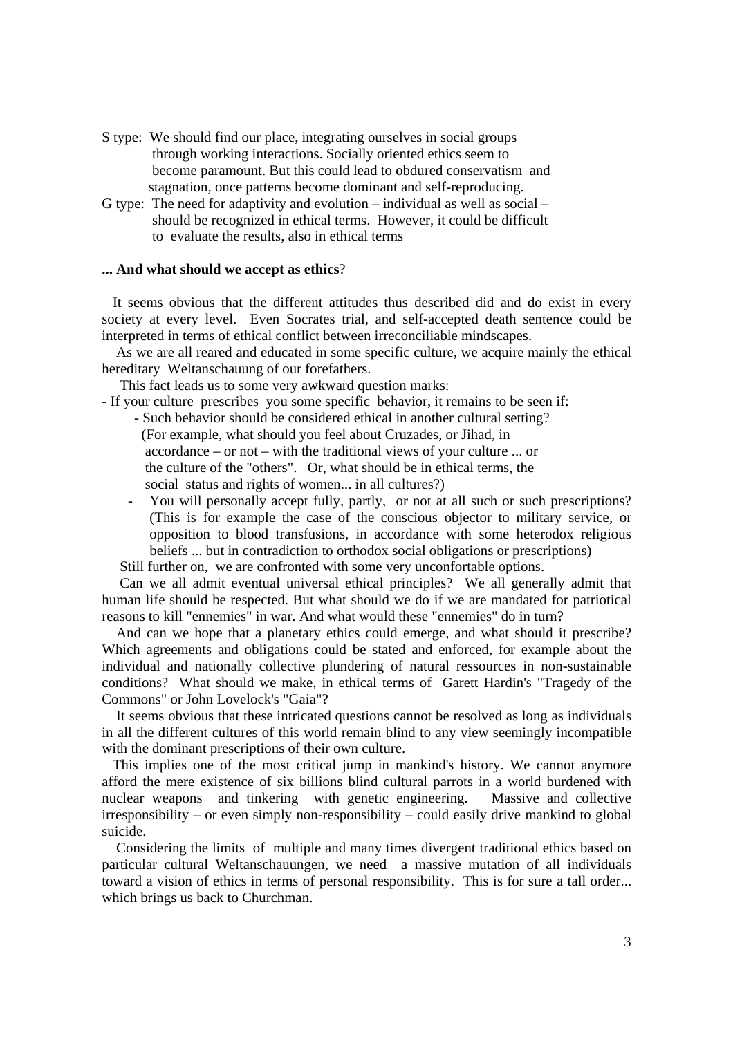S type: We should find our place, integrating ourselves in social groups through working interactions. Socially oriented ethics seem to become paramount. But this could lead to obdured conservatism and stagnation, once patterns become dominant and self-reproducing.

G type: The need for adaptivity and evolution – individual as well as social – should be recognized in ethical terms. However, it could be difficult to evaluate the results, also in ethical terms

**... And what should we accept as ethics**?

It seems obvious that the different attitudes thus described did and do exist in every society at every level. Even Socrates trial, and self-accepted death sentence could be interpreted in terms of ethical conflict between irreconciliable mindscapes.

As we are all reared and educated in some specific culture, we acquire mainly the ethical hereditary Weltanschauung of our forefathers.

This fact leads us to some very awkward question marks:

- If your culture prescribes you some specific behavior, it remains to be seen if:
    - Such behavior should be considered ethical in another cultural setting? (For example, what should you feel about Cruzades, or Jihad, in accordance – or not – with the traditional views of your culture ... or the culture of the "others". Or, what should be in ethical terms, the social status and rights of women... in all cultures?)
    - You will personally accept fully, partly, or not at all such or such prescriptions? (This is for example the case of the conscious objector to military service, or opposition to blood transfusions, in accordance with some heterodox religious beliefs ... but in contradiction to orthodox social obligations or prescriptions)

Still further on, we are confronted with some very unconfortable options.

Can we all admit eventual universal ethical principles? We all generally admit that human life should be respected. But what should we do if we are mandated for patriotical reasons to kill "ennemies" in war. And what would these "ennemies" do in turn?

And can we hope that a planetary ethics could emerge, and what should it prescribe? Which agreements and obligations could be stated and enforced, for example about the individual and nationally collective plundering of natural ressources in non-sustainable conditions? What should we make, in ethical terms of Garett Hardin's "Tragedy of the Commons" or John Lovelock's "Gaia"?

It seems obvious that these intricated questions cannot be resolved as long as individuals in all the different cultures of this world remain blind to any view seemingly incompatible with the dominant prescriptions of their own culture.

This implies one of the most critical jump in mankind's history. We cannot anymore afford the mere existence of six billions blind cultural parrots in a world burdened with nuclear weapons and tinkering with genetic engineering. Massive and collective irresponsibility – or even simply non-responsibility – could easily drive mankind to global suicide.

Considering the limits of multiple and many times divergent traditional ethics based on particular cultural Weltanschauungen, we need a massive mutation of all individuals toward a vision of ethics in terms of personal responsibility. This is for sure a tall order... which brings us back to Churchman.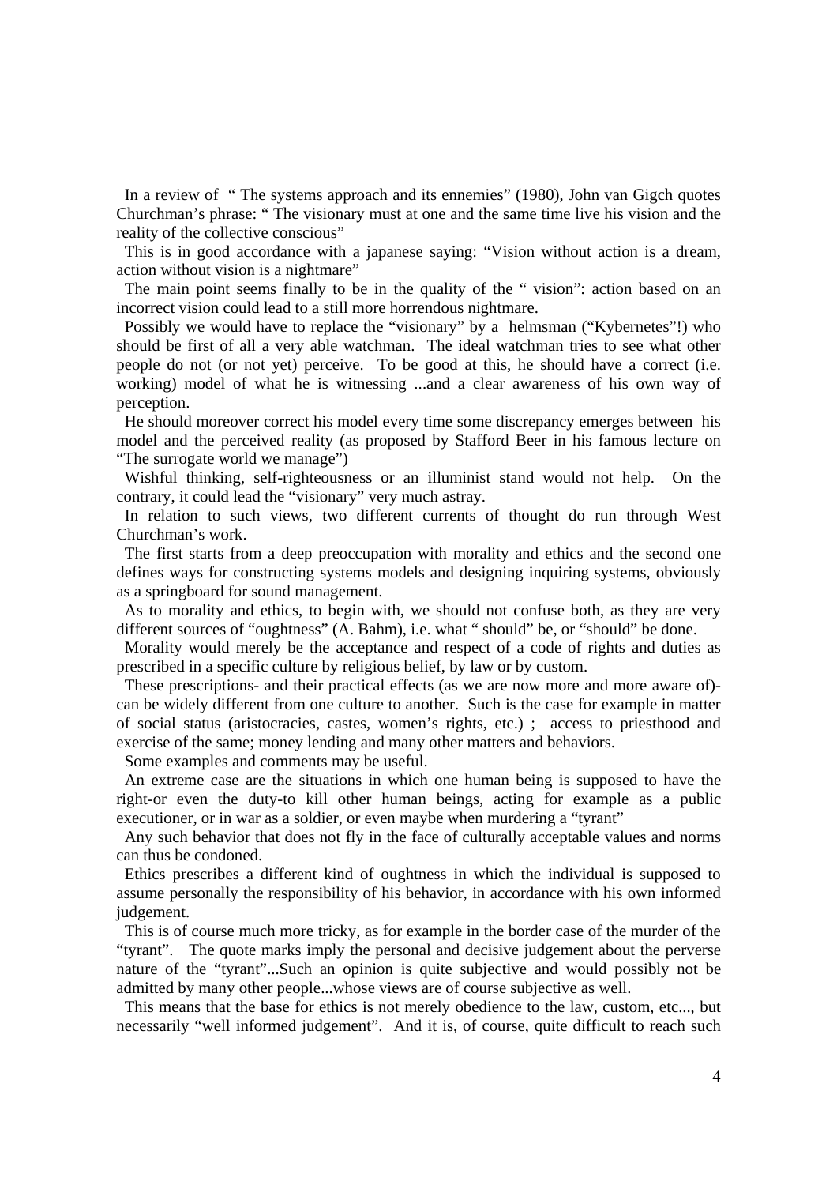In a review of " The systems approach and its ennemies" (1980), John van Gigch quotes Churchman's phrase: " The visionary must at one and the same time live his vision and the reality of the collective conscious"

This is in good accordance with a japanese saying: "Vision without action is a dream, action without vision is a nightmare"

The main point seems finally to be in the quality of the " vision": action based on an incorrect vision could lead to a still more horrendous nightmare.

Possibly we would have to replace the "visionary" by a helmsman ("Kybernetes"!) who should be first of all a very able watchman. The ideal watchman tries to see what other people do not (or not yet) perceive. To be good at this, he should have a correct (i.e. working) model of what he is witnessing ...and a clear awareness of his own way of perception.

He should moreover correct his model every time some discrepancy emerges between his model and the perceived reality (as proposed by Stafford Beer in his famous lecture on "The surrogate world we manage")

Wishful thinking, self-righteousness or an illuminist stand would not help. On the contrary, it could lead the "visionary" very much astray.

In relation to such views, two different currents of thought do run through West Churchman's work.

The first starts from a deep preoccupation with morality and ethics and the second one defines ways for constructing systems models and designing inquiring systems, obviously as a springboard for sound management.

As to morality and ethics, to begin with, we should not confuse both, as they are very different sources of "oughtness" (A. Bahm), i.e. what " should" be, or "should" be done.

Morality would merely be the acceptance and respect of a code of rights and duties as prescribed in a specific culture by religious belief, by law or by custom.

These prescriptions- and their practical effects (as we are now more and more aware of)- can be widely different from one culture to another. Such is the case for example in matter of social status (aristocracies, castes, women's rights, etc.) ; access to priesthood and exercise of the same; money lending and many other matters and behaviors.

Some examples and comments may be useful.

An extreme case are the situations in which one human being is supposed to have the right-or even the duty-to kill other human beings, acting for example as a public executioner, or in war as a soldier, or even maybe when murdering a "tyrant"

Any such behavior that does not fly in the face of culturally acceptable values and norms can thus be condoned.

Ethics prescribes a different kind of oughtness in which the individual is supposed to assume personally the responsibility of his behavior, in accordance with his own informed judgement.

This is of course much more tricky, as for example in the border case of the murder of the "tyrant". The quote marks imply the personal and decisive judgement about the perverse nature of the "tyrant"...Such an opinion is quite subjective and would possibly not be admitted by many other people...whose views are of course subjective as well.

This means that the base for ethics is not merely obedience to the law, custom, etc..., but necessarily "well informed judgement". And it is, of course, quite difficult to reach such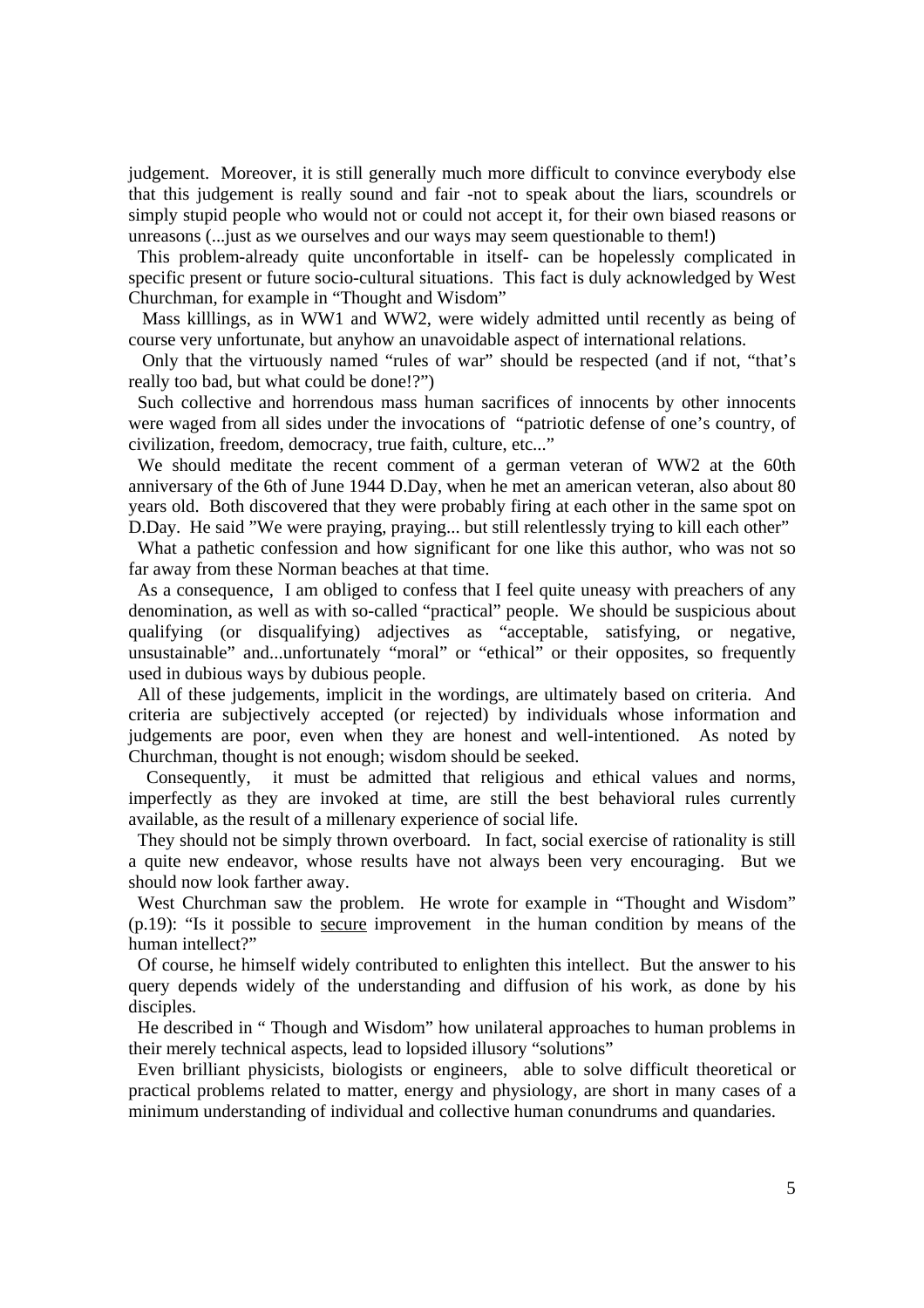judgement. Moreover, it is still generally much more difficult to convince everybody else that this judgement is really sound and fair -not to speak about the liars, scoundrels or simply stupid people who would not or could not accept it, for their own biased reasons or unreasons (...just as we ourselves and our ways may seem questionable to them!)

This problem-already quite unconfortable in itself- can be hopelessly complicated in specific present or future socio-cultural situations. This fact is duly acknowledged by West Churchman, for example in "Thought and Wisdom"

Mass killlings, as in WW1 and WW2, were widely admitted until recently as being of course very unfortunate, but anyhow an unavoidable aspect of international relations.

Only that the virtuously named "rules of war" should be respected (and if not, "that's really too bad, but what could be done!?")

Such collective and horrendous mass human sacrifices of innocents by other innocents were waged from all sides under the invocations of "patriotic defense of one's country, of civilization, freedom, democracy, true faith, culture, etc..."

We should meditate the recent comment of a german veteran of WW2 at the 60th anniversary of the 6th of June 1944 D.Day, when he met an american veteran, also about 80 years old. Both discovered that they were probably firing at each other in the same spot on D.Day. He said "We were praying, praying... but still relentlessly trying to kill each other"

What a pathetic confession and how significant for one like this author, who was not so far away from these Norman beaches at that time.

As a consequence, I am obliged to confess that I feel quite uneasy with preachers of any denomination, as well as with so-called "practical" people. We should be suspicious about qualifying (or disqualifying) adjectives as "acceptable, satisfying, or negative, unsustainable" and...unfortunately "moral" or "ethical" or their opposites, so frequently used in dubious ways by dubious people.

All of these judgements, implicit in the wordings, are ultimately based on criteria. And criteria are subjectively accepted (or rejected) by individuals whose information and judgements are poor, even when they are honest and well-intentioned. As noted by Churchman, thought is not enough; wisdom should be seeked.

Consequently, it must be admitted that religious and ethical values and norms, imperfectly as they are invoked at time, are still the best behavioral rules currently available, as the result of a millenary experience of social life.

They should not be simply thrown overboard. In fact, social exercise of rationality is still a quite new endeavor, whose results have not always been very encouraging. But we should now look farther away.

West Churchman saw the problem. He wrote for example in "Thought and Wisdom" (p.19): "Is it possible to <u>secure</u> improvement in the human condition by means of the human intellect?"

Of course, he himself widely contributed to enlighten this intellect. But the answer to his query depends widely of the understanding and diffusion of his work, as done by his disciples.

He described in " Though and Wisdom" how unilateral approaches to human problems in their merely technical aspects, lead to lopsided illusory "solutions"

Even brilliant physicists, biologists or engineers, able to solve difficult theoretical or practical problems related to matter, energy and physiology, are short in many cases of a minimum understanding of individual and collective human conundrums and quandaries.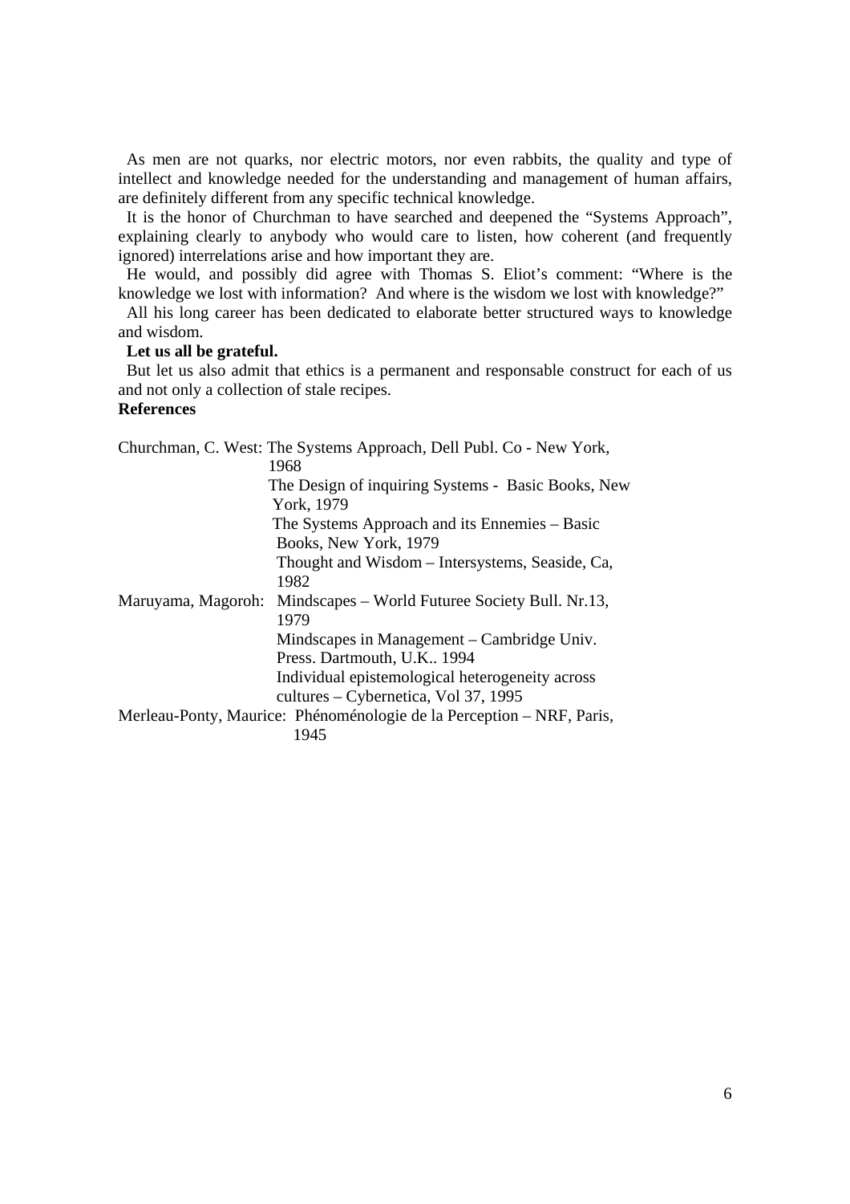As men are not quarks, nor electric motors, nor even rabbits, the quality and type of intellect and knowledge needed for the understanding and management of human affairs, are definitely different from any specific technical knowledge.

It is the honor of Churchman to have searched and deepened the "Systems Approach", explaining clearly to anybody who would care to listen, how coherent (and frequently ignored) interrelations arise and how important they are.

He would, and possibly did agree with Thomas S. Eliot's comment: "Where is the knowledge we lost with information? And where is the wisdom we lost with knowledge?"

All his long career has been dedicated to elaborate better structured ways to knowledge and wisdom.

**Let us all be grateful.**

But let us also admit that ethics is a permanent and responsable construct for each of us and not only a collection of stale recipes.

**References**

Churchman, C. West: The Systems Approach, Dell Publ. Co - New York, 1968

The Design of inquiring Systems - Basic Books, New York, 1979

The Systems Approach and its Ennemies – Basic Books, New York, 1979

Thought and Wisdom – Intersystems, Seaside, Ca, 1982

Maruyama, Magoroh: Mindscapes – World Futuree Society Bull. Nr.13, 1979

Mindscapes in Management – Cambridge Univ. Press. Dartmouth, U.K.. 1994

Individual epistemological heterogeneity across cultures – Cybernetica, Vol 37, 1995

Merleau-Ponty, Maurice: Phénoménologie de la Perception – NRF, Paris, 1945